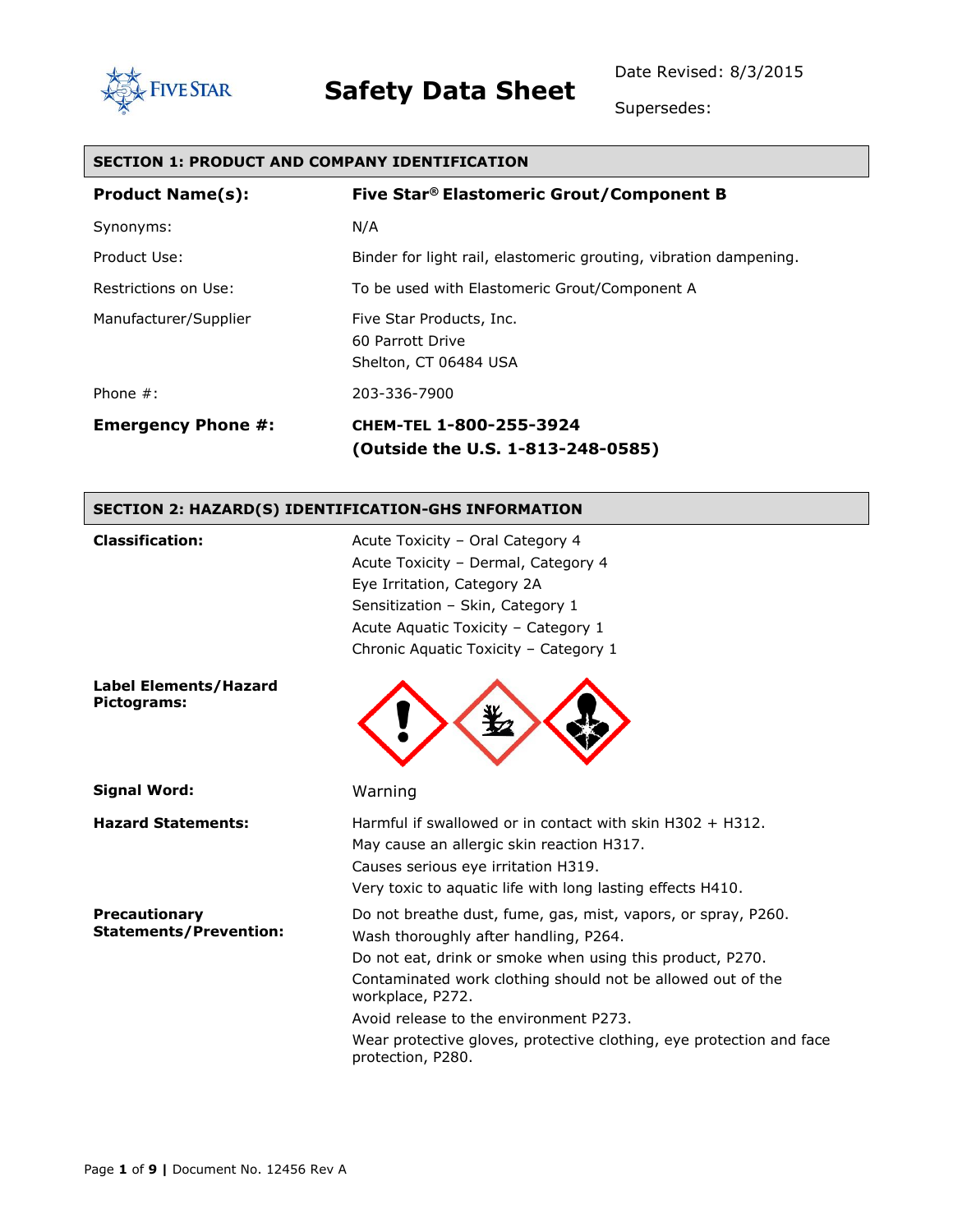FIVE STAR

# Safety Data Sheet

Date Revised: 8/3/2015

Supersedes:

## SECTION 1: PRODUCT AND COMPANY IDENTIFICATION

| | |
|---|---|
| **Product Name(s):** | **Five Star® Elastomeric Grout/Component B** |
| Synonyms: | N/A |
| Product Use: | Binder for light rail, elastomeric grouting, vibration dampening. |
| Restrictions on Use: | To be used with Elastomeric Grout/Component A |
| Manufacturer/Supplier | Five Star Products, Inc.<br>60 Parrott Drive<br>Shelton, CT 06484 USA |
| Phone #: | 203-336-7900 |
| **Emergency Phone #:** | **CHEM-TEL 1-800-255-3924**<br>**(Outside the U.S. 1-813-248-0585)** |

## SECTION 2: HAZARD(S) IDENTIFICATION-GHS INFORMATION

**Classification:**

Acute Toxicity – Oral Category 4
Acute Toxicity – Dermal, Category 4
Eye Irritation, Category 2A
Sensitization – Skin, Category 1
Acute Aquatic Toxicity – Category 1
Chronic Aquatic Toxicity – Category 1

**Label Elements/Hazard Pictograms:**

**Signal Word:** Warning

**Hazard Statements:**

Harmful if swallowed or in contact with skin H302 + H312.
May cause an allergic skin reaction H317.
Causes serious eye irritation H319.
Very toxic to aquatic life with long lasting effects H410.

**Precautionary Statements/Prevention:**

Do not breathe dust, fume, gas, mist, vapors, or spray, P260.
Wash thoroughly after handling, P264.
Do not eat, drink or smoke when using this product, P270.
Contaminated work clothing should not be allowed out of the workplace, P272.
Avoid release to the environment P273.
Wear protective gloves, protective clothing, eye protection and face protection, P280.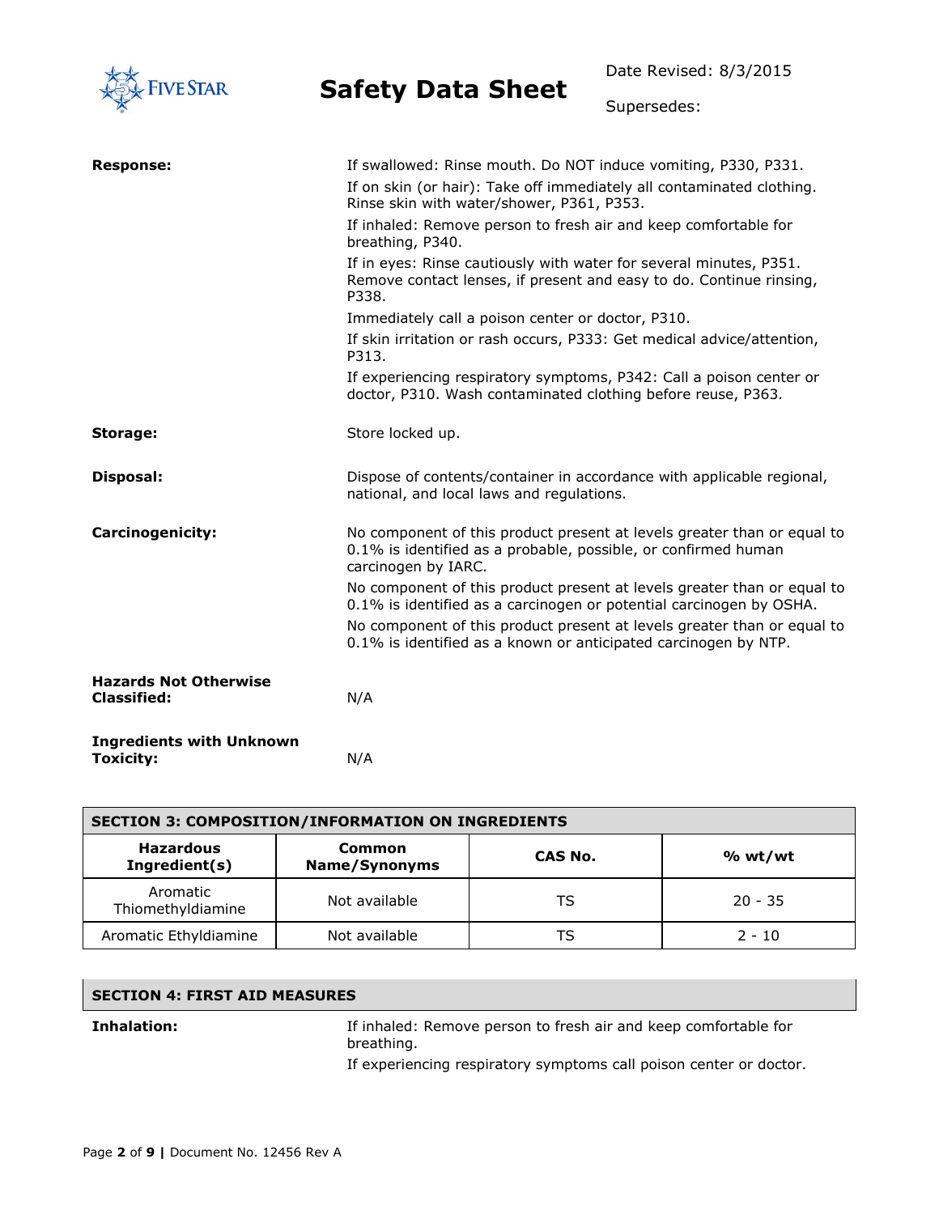**Response:**

If swallowed: Rinse mouth. Do NOT induce vomiting, P330, P331.

If on skin (or hair): Take off immediately all contaminated clothing. Rinse skin with water/shower, P361, P353.

If inhaled: Remove person to fresh air and keep comfortable for breathing, P340.

If in eyes: Rinse cautiously with water for several minutes, P351. Remove contact lenses, if present and easy to do. Continue rinsing, P338.

Immediately call a poison center or doctor, P310.

If skin irritation or rash occurs, P333: Get medical advice/attention, P313.

If experiencing respiratory symptoms, P342: Call a poison center or doctor, P310. Wash contaminated clothing before reuse, P363.

**Storage:**

Store locked up.

**Disposal:**

Dispose of contents/container in accordance with applicable regional, national, and local laws and regulations.

**Carcinogenicity:**

No component of this product present at levels greater than or equal to 0.1% is identified as a probable, possible, or confirmed human carcinogen by IARC.

No component of this product present at levels greater than or equal to 0.1% is identified as a carcinogen or potential carcinogen by OSHA.

No component of this product present at levels greater than or equal to 0.1% is identified as a known or anticipated carcinogen by NTP.

**Hazards Not Otherwise Classified:**

N/A

**Ingredients with Unknown Toxicity:**

N/A

## SECTION 3: COMPOSITION/INFORMATION ON INGREDIENTS

| Hazardous Ingredient(s) | Common Name/Synonyms | CAS No. | % wt/wt |
|---|---|---|---|
| Aromatic Thiomethyldiamine | Not available | TS | 20 - 35 |
| Aromatic Ethyldiamine | Not available | TS | 2 - 10 |

## SECTION 4: FIRST AID MEASURES

**Inhalation:**

If inhaled: Remove person to fresh air and keep comfortable for breathing.

If experiencing respiratory symptoms call poison center or doctor.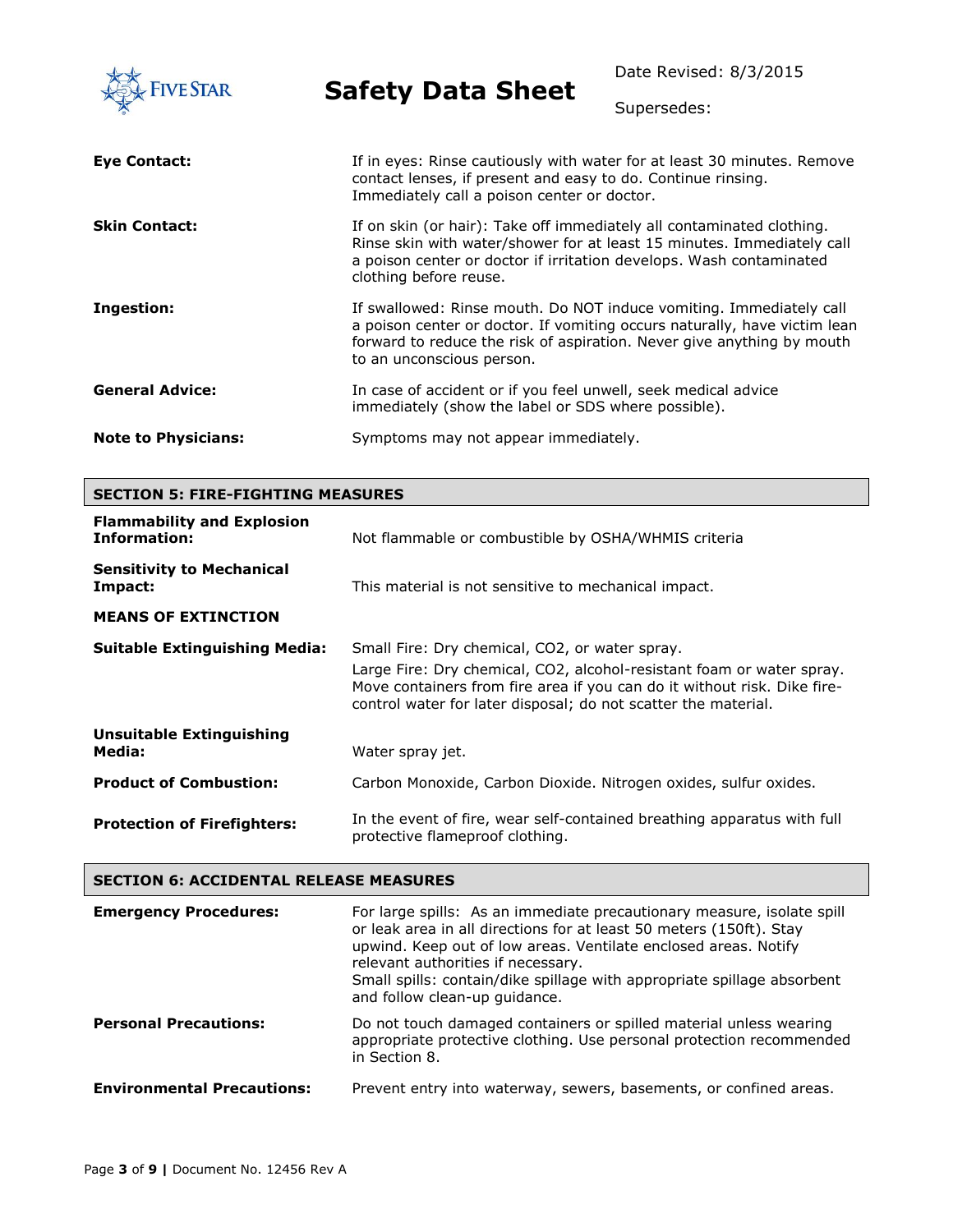**Eye Contact:** If in eyes: Rinse cautiously with water for at least 30 minutes. Remove contact lenses, if present and easy to do. Continue rinsing. Immediately call a poison center or doctor.

**Skin Contact:** If on skin (or hair): Take off immediately all contaminated clothing. Rinse skin with water/shower for at least 15 minutes. Immediately call a poison center or doctor if irritation develops. Wash contaminated clothing before reuse.

**Ingestion:** If swallowed: Rinse mouth. Do NOT induce vomiting. Immediately call a poison center or doctor. If vomiting occurs naturally, have victim lean forward to reduce the risk of aspiration. Never give anything by mouth to an unconscious person.

**General Advice:** In case of accident or if you feel unwell, seek medical advice immediately (show the label or SDS where possible).

**Note to Physicians:** Symptoms may not appear immediately.

## SECTION 5: FIRE-FIGHTING MEASURES

**Flammability and Explosion Information:** Not flammable or combustible by OSHA/WHMIS criteria

**Sensitivity to Mechanical Impact:** This material is not sensitive to mechanical impact.

**MEANS OF EXTINCTION**

**Suitable Extinguishing Media:** Small Fire: Dry chemical, $CO_2$, or water spray.
Large Fire: Dry chemical, $CO_2$, alcohol-resistant foam or water spray. Move containers from fire area if you can do it without risk. Dike fire-control water for later disposal; do not scatter the material.

**Unsuitable Extinguishing Media:** Water spray jet.

**Product of Combustion:** Carbon Monoxide, Carbon Dioxide. Nitrogen oxides, sulfur oxides.

**Protection of Firefighters:** In the event of fire, wear self-contained breathing apparatus with full protective flameproof clothing.

## SECTION 6: ACCIDENTAL RELEASE MEASURES

**Emergency Procedures:** For large spills: As an immediate precautionary measure, isolate spill or leak area in all directions for at least 50 meters (150ft). Stay upwind. Keep out of low areas. Ventilate enclosed areas. Notify relevant authorities if necessary.
Small spills: contain/dike spillage with appropriate spillage absorbent and follow clean-up guidance.

**Personal Precautions:** Do not touch damaged containers or spilled material unless wearing appropriate protective clothing. Use personal protection recommended in Section 8.

**Environmental Precautions:** Prevent entry into waterway, sewers, basements, or confined areas.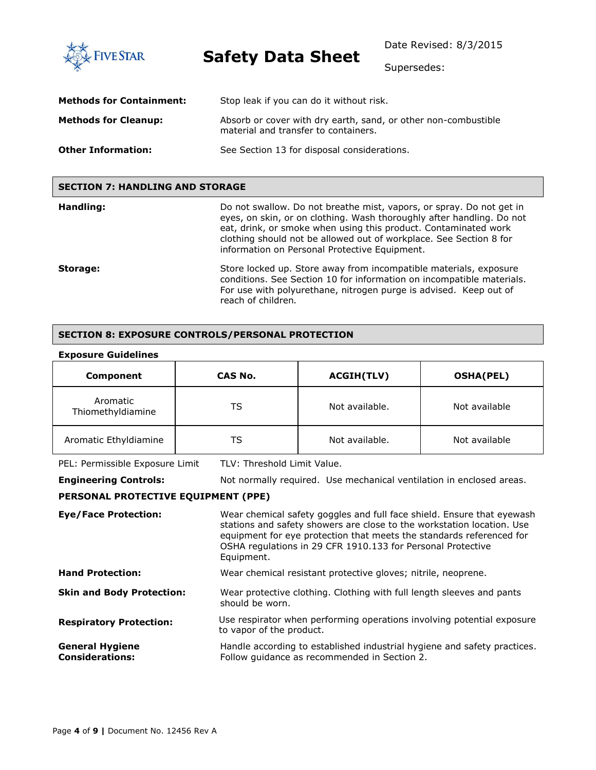**Methods for Containment:** Stop leak if you can do it without risk.

**Methods for Cleanup:** Absorb or cover with dry earth, sand, or other non-combustible material and transfer to containers.

**Other Information:** See Section 13 for disposal considerations.

## SECTION 7: HANDLING AND STORAGE

**Handling:** Do not swallow. Do not breathe mist, vapors, or spray. Do not get in eyes, on skin, or on clothing. Wash thoroughly after handling. Do not eat, drink, or smoke when using this product. Contaminated work clothing should not be allowed out of workplace. See Section 8 for information on Personal Protective Equipment.

**Storage:** Store locked up. Store away from incompatible materials, exposure conditions. See Section 10 for information on incompatible materials. For use with polyurethane, nitrogen purge is advised. Keep out of reach of children.

## SECTION 8: EXPOSURE CONTROLS/PERSONAL PROTECTION

**Exposure Guidelines**

| Component | CAS No. | ACGIH(TLV) | OSHA(PEL) |
|---|---|---|---|
| Aromatic Thiomethyldiamine | TS | Not available. | Not available |
| Aromatic Ethyldiamine | TS | Not available. | Not available |

PEL: Permissible Exposure Limit TLV: Threshold Limit Value.

**Engineering Controls:** Not normally required. Use mechanical ventilation in enclosed areas.

**PERSONAL PROTECTIVE EQUIPMENT (PPE)**

**Eye/Face Protection:** Wear chemical safety goggles and full face shield. Ensure that eyewash stations and safety showers are close to the workstation location. Use equipment for eye protection that meets the standards referenced for OSHA regulations in 29 CFR 1910.133 for Personal Protective Equipment.

**Hand Protection:** Wear chemical resistant protective gloves; nitrile, neoprene.

**Skin and Body Protection:** Wear protective clothing. Clothing with full length sleeves and pants should be worn.

**Respiratory Protection:** Use respirator when performing operations involving potential exposure to vapor of the product.

**General Hygiene Considerations:** Handle according to established industrial hygiene and safety practices. Follow guidance as recommended in Section 2.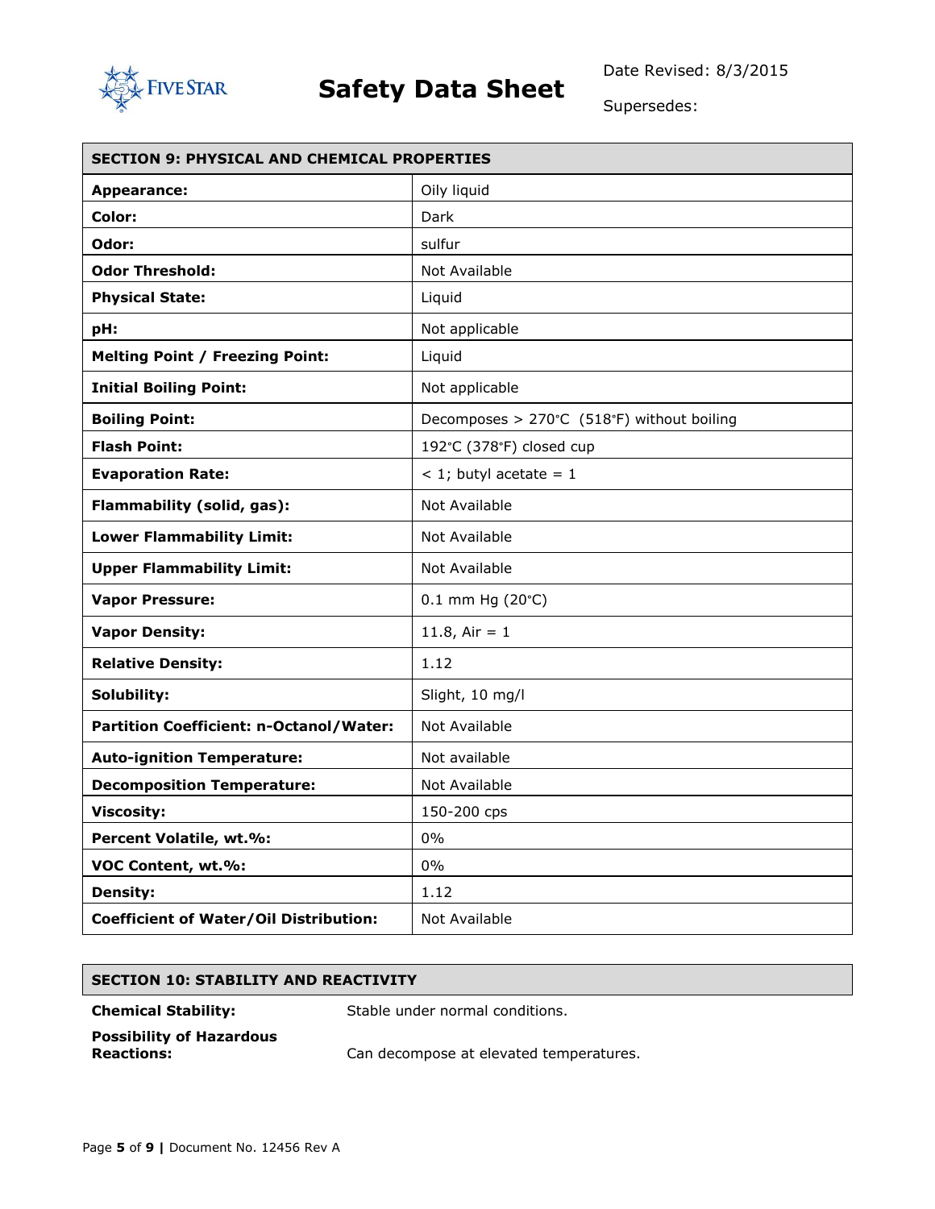## SECTION 9: PHYSICAL AND CHEMICAL PROPERTIES

| Property | Value |
|---|---|
| **Appearance:** | Oily liquid |
| **Color:** | Dark |
| **Odor:** | sulfur |
| **Odor Threshold:** | Not Available |
| **Physical State:** | Liquid |
| **pH:** | Not applicable |
| **Melting Point / Freezing Point:** | Liquid |
| **Initial Boiling Point:** | Not applicable |
| **Boiling Point:** | Decomposes > 270°C (518°F) without boiling |
| **Flash Point:** | 192°C (378°F) closed cup |
| **Evaporation Rate:** | < 1; butyl acetate = 1 |
| **Flammability (solid, gas):** | Not Available |
| **Lower Flammability Limit:** | Not Available |
| **Upper Flammability Limit:** | Not Available |
| **Vapor Pressure:** | 0.1 mm Hg (20°C) |
| **Vapor Density:** | 11.8, Air = 1 |
| **Relative Density:** | 1.12 |
| **Solubility:** | Slight, 10 mg/l |
| **Partition Coefficient: n-Octanol/Water:** | Not Available |
| **Auto-ignition Temperature:** | Not available |
| **Decomposition Temperature:** | Not Available |
| **Viscosity:** | 150-200 cps |
| **Percent Volatile, wt.%:** | 0% |
| **VOC Content, wt.%:** | 0% |
| **Density:** | 1.12 |
| **Coefficient of Water/Oil Distribution:** | Not Available |

## SECTION 10: STABILITY AND REACTIVITY

**Chemical Stability:** Stable under normal conditions.

**Possibility of Hazardous Reactions:** Can decompose at elevated temperatures.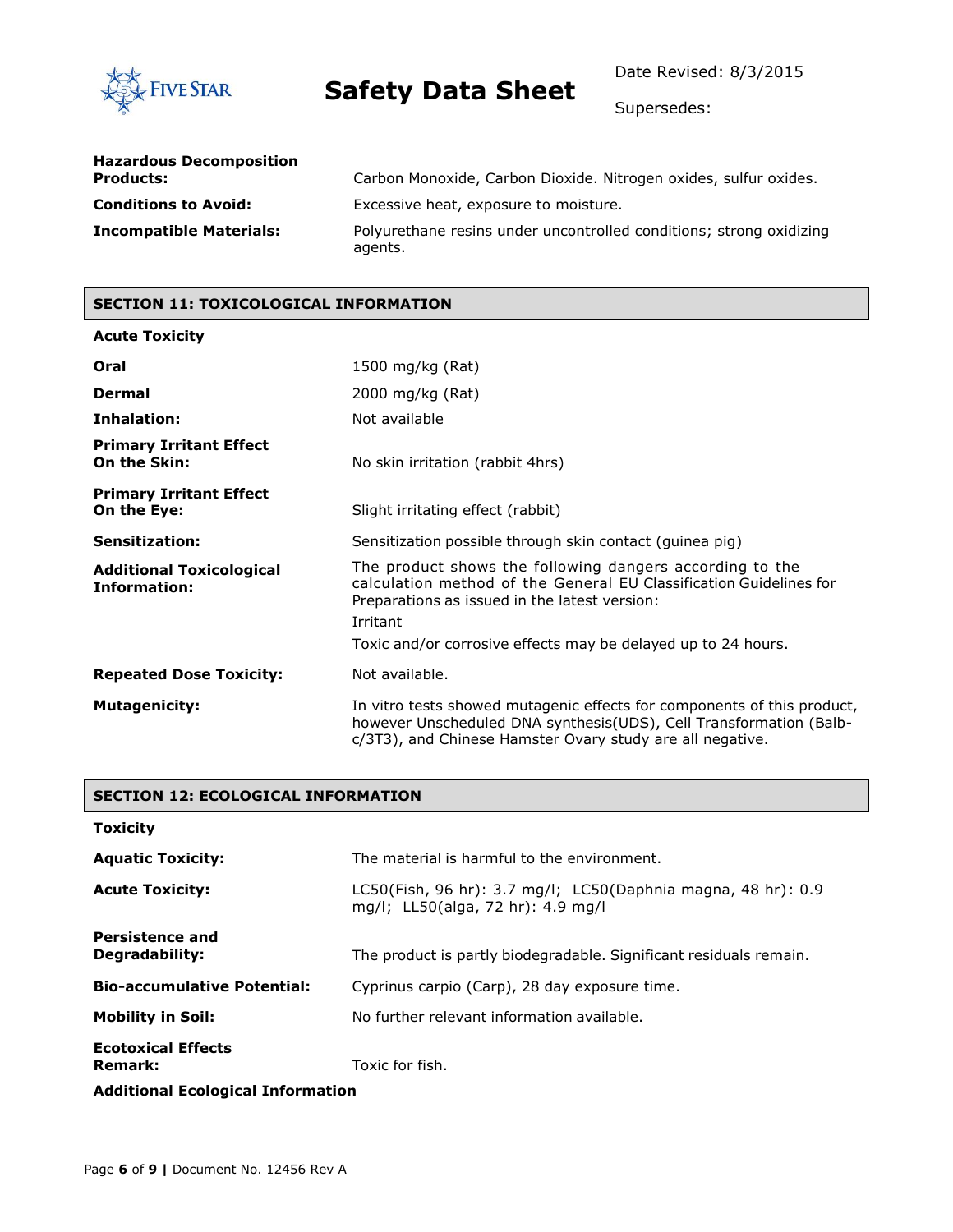| | |
|---|---|
| **Hazardous Decomposition Products:** | Carbon Monoxide, Carbon Dioxide. Nitrogen oxides, sulfur oxides. |
| **Conditions to Avoid:** | Excessive heat, exposure to moisture. |
| **Incompatible Materials:** | Polyurethane resins under uncontrolled conditions; strong oxidizing agents. |

## SECTION 11: TOXICOLOGICAL INFORMATION

**Acute Toxicity**

| | |
|---|---|
| **Oral** | 1500 mg/kg (Rat) |
| **Dermal** | 2000 mg/kg (Rat) |
| **Inhalation:** | Not available |
| **Primary Irritant Effect On the Skin:** | No skin irritation (rabbit 4hrs) |
| **Primary Irritant Effect On the Eye:** | Slight irritating effect (rabbit) |
| **Sensitization:** | Sensitization possible through skin contact (guinea pig) |
| **Additional Toxicological Information:** | The product shows the following dangers according to the calculation method of the General EU Classification Guidelines for Preparations as issued in the latest version:<br>Irritant<br>Toxic and/or corrosive effects may be delayed up to 24 hours. |
| **Repeated Dose Toxicity:** | Not available. |
| **Mutagenicity:** | In vitro tests showed mutagenic effects for components of this product, however Unscheduled DNA synthesis(UDS), Cell Transformation (Balb-c/3T3), and Chinese Hamster Ovary study are all negative. |

## SECTION 12: ECOLOGICAL INFORMATION

**Toxicity**

| | |
|---|---|
| **Aquatic Toxicity:** | The material is harmful to the environment. |
| **Acute Toxicity:** | LC50(Fish, 96 hr): 3.7 mg/l; LC50(Daphnia magna, 48 hr): 0.9 mg/l; LL50(alga, 72 hr): 4.9 mg/l |
| **Persistence and Degradability:** | The product is partly biodegradable. Significant residuals remain. |
| **Bio-accumulative Potential:** | Cyprinus carpio (Carp), 28 day exposure time. |
| **Mobility in Soil:** | No further relevant information available. |
| **Ecotoxical Effects Remark:** | Toxic for fish. |

**Additional Ecological Information**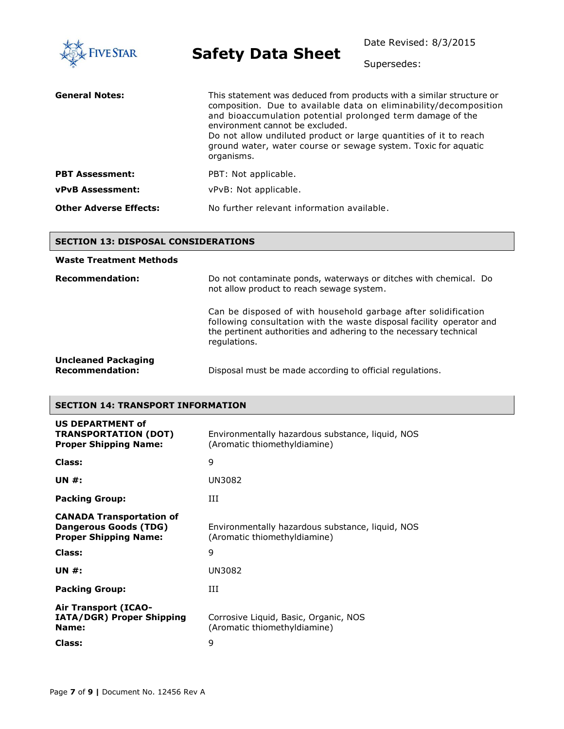| | |
|---|---|
| **General Notes:** | This statement was deduced from products with a similar structure or composition. Due to available data on eliminability/decomposition and bioaccumulation potential prolonged term damage of the environment cannot be excluded.<br>Do not allow undiluted product or large quantities of it to reach ground water, water course or sewage system. Toxic for aquatic organisms. |
| **PBT Assessment:** | PBT: Not applicable. |
| **vPvB Assessment:** | vPvB: Not applicable. |
| **Other Adverse Effects:** | No further relevant information available. |

## SECTION 13: DISPOSAL CONSIDERATIONS

**Waste Treatment Methods**

| | |
|---|---|
| **Recommendation:** | Do not contaminate ponds, waterways or ditches with chemical. Do not allow product to reach sewage system.<br><br>Can be disposed of with household garbage after solidification following consultation with the waste disposal facility operator and the pertinent authorities and adhering to the necessary technical regulations. |
| **Uncleaned Packaging Recommendation:** | Disposal must be made according to official regulations. |

## SECTION 14: TRANSPORT INFORMATION

| | |
|---|---|
| **US DEPARTMENT of TRANSPORTATION (DOT) Proper Shipping Name:** | Environmentally hazardous substance, liquid, NOS (Aromatic thiomethyldiamine) |
| **Class:** | 9 |
| **UN #:** | UN3082 |
| **Packing Group:** | III |
| **CANADA Transportation of Dangerous Goods (TDG) Proper Shipping Name:** | Environmentally hazardous substance, liquid, NOS (Aromatic thiomethyldiamine) |
| **Class:** | 9 |
| **UN #:** | UN3082 |
| **Packing Group:** | III |
| **Air Transport (ICAO-IATA/DGR) Proper Shipping Name:** | Corrosive Liquid, Basic, Organic, NOS (Aromatic thiomethyldiamine) |
| **Class:** | 9 |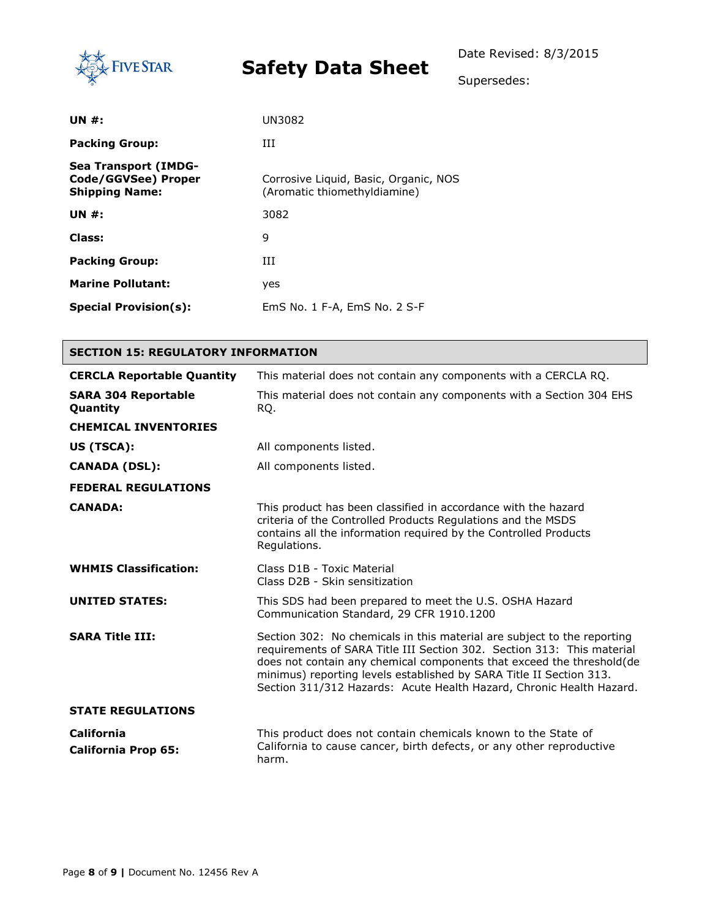| | |
|---|---|
| **UN #:** | UN3082 |
| **Packing Group:** | III |
| **Sea Transport (IMDG-Code/GGVSee) Proper Shipping Name:** | Corrosive Liquid, Basic, Organic, NOS (Aromatic thiomethyldiamine) |
| **UN #:** | 3082 |
| **Class:** | 9 |
| **Packing Group:** | III |
| **Marine Pollutant:** | yes |
| **Special Provision(s):** | EmS No. 1 F-A, EmS No. 2 S-F |

## SECTION 15: REGULATORY INFORMATION

| | |
|---|---|
| **CERCLA Reportable Quantity** | This material does not contain any components with a CERCLA RQ. |
| **SARA 304 Reportable Quantity** | This material does not contain any components with a Section 304 EHS RQ. |
| **CHEMICAL INVENTORIES** | |
| **US (TSCA):** | All components listed. |
| **CANADA (DSL):** | All components listed. |
| **FEDERAL REGULATIONS** | |
| **CANADA:** | This product has been classified in accordance with the hazard criteria of the Controlled Products Regulations and the MSDS contains all the information required by the Controlled Products Regulations. |
| **WHMIS Classification:** | Class D1B - Toxic Material<br>Class D2B - Skin sensitization |
| **UNITED STATES:** | This SDS had been prepared to meet the U.S. OSHA Hazard Communication Standard, 29 CFR 1910.1200 |
| **SARA Title III:** | Section 302: No chemicals in this material are subject to the reporting requirements of SARA Title III Section 302. Section 313: This material does not contain any chemical components that exceed the threshold(de minimus) reporting levels established by SARA Title II Section 313. Section 311/312 Hazards: Acute Health Hazard, Chronic Health Hazard. |
| **STATE REGULATIONS** | |
| **California**<br>**California Prop 65:** | This product does not contain chemicals known to the State of California to cause cancer, birth defects, or any other reproductive harm. |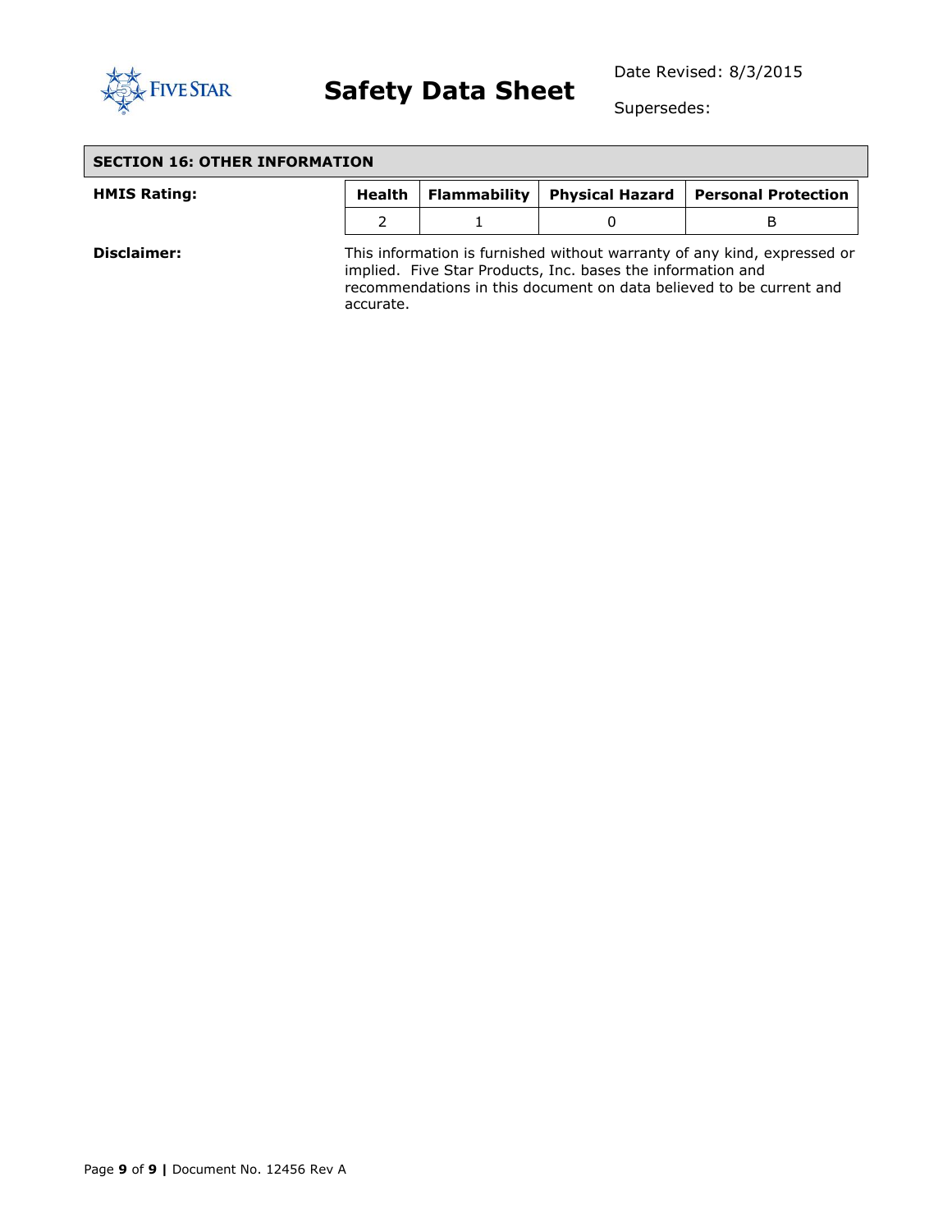## SECTION 16: OTHER INFORMATION

**HMIS Rating:**

| Health | Flammability | Physical Hazard | Personal Protection |
| --- | --- | --- | --- |
| 2 | 1 | 0 | B |

**Disclaimer:** This information is furnished without warranty of any kind, expressed or implied. Five Star Products, Inc. bases the information and recommendations in this document on data believed to be current and accurate.